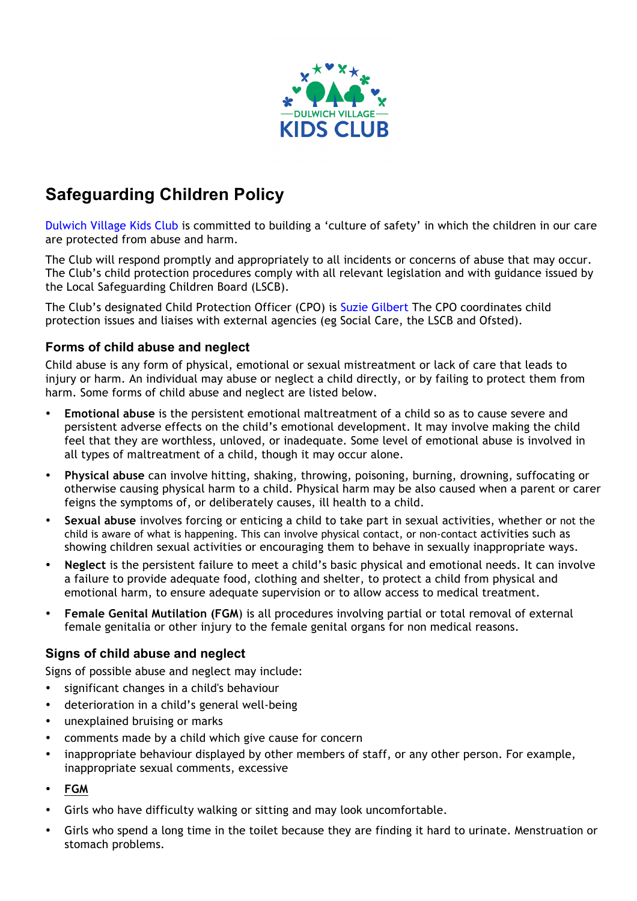# Safeguarding Children Policy

Dulwich Village Kids Club is committed to building a 'culture of safety' in which the children in our care are protected from abuse and harm.

The Club will respond promptly and appropriately to all incidents or concerns of abuse that may occur. The Club's child protection procedures comply with all relevant legislation and with guidance issued by the Local Safeguarding Children Board (LSCB).

The Club's designated Child Protection Officer (CPO) is Suzie Gilbert The CPO coordinates child protection issues and liaises with external agencies (eg Social Care, the LSCB and Ofsted).

## Forms of child abuse and neglect

Child abuse is any form of physical, emotional or sexual mistreatment or lack of care that leads to injury or harm. An individual may abuse or neglect a child directly, or by failing to protect them from harm. Some forms of child abuse and neglect are listed below.

- **Emotional abuse** is the persistent emotional maltreatment of a child so as to cause severe and persistent adverse effects on the child's emotional development. It may involve making the child feel that they are worthless, unloved, or inadequate. Some level of emotional abuse is involved in all types of maltreatment of a child, though it may occur alone.
- **Physical abuse** can involve hitting, shaking, throwing, poisoning, burning, drowning, suffocating or otherwise causing physical harm to a child. Physical harm may be also caused when a parent or carer feigns the symptoms of, or deliberately causes, ill health to a child.
- **Sexual abuse** involves forcing or enticing a child to take part in sexual activities, whether or not the child is aware of what is happening. This can involve physical contact, or non-contact activities such as showing children sexual activities or encouraging them to behave in sexually inappropriate ways.
- **Neglect** is the persistent failure to meet a child's basic physical and emotional needs. It can involve a failure to provide adequate food, clothing and shelter, to protect a child from physical and emotional harm, to ensure adequate supervision or to allow access to medical treatment.
- **Female Genital Mutilation (FGM)** is all procedures involving partial or total removal of external female genitalia or other injury to the female genital organs for non medical reasons.

## Signs of child abuse and neglect

Signs of possible abuse and neglect may include:

- significant changes in a child's behaviour
- deterioration in a child's general well-being
- unexplained bruising or marks
- comments made by a child which give cause for concern
- inappropriate behaviour displayed by other members of staff, or any other person. For example, inappropriate sexual comments, excessive
- **FGM**
- Girls who have difficulty walking or sitting and may look uncomfortable.
- Girls who spend a long time in the toilet because they are finding it hard to urinate. Menstruation or stomach problems.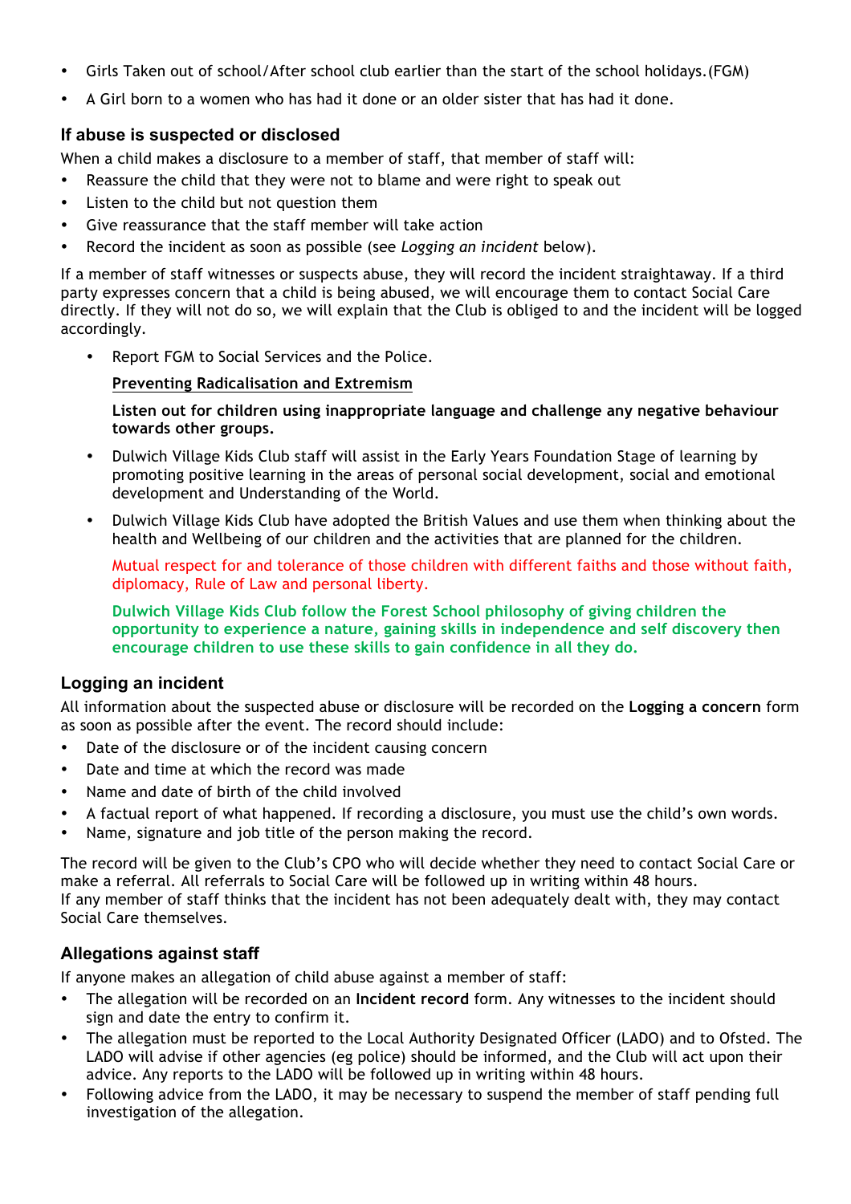- Girls Taken out of school/After school club earlier than the start of the school holidays.(FGM)
- A Girl born to a women who has had it done or an older sister that has had it done.

### If abuse is suspected or disclosed

When a child makes a disclosure to a member of staff, that member of staff will:

- Reassure the child that they were not to blame and were right to speak out
- Listen to the child but not question them
- Give reassurance that the staff member will take action
- Record the incident as soon as possible (see *Logging an incident* below).

If a member of staff witnesses or suspects abuse, they will record the incident straightaway. If a third party expresses concern that a child is being abused, we will encourage them to contact Social Care directly. If they will not do so, we will explain that the Club is obliged to and the incident will be logged accordingly.

- Report FGM to Social Services and the Police.

  **Preventing Radicalisation and Extremism**

  **Listen out for children using inappropriate language and challenge any negative behaviour towards other groups.**

- Dulwich Village Kids Club staff will assist in the Early Years Foundation Stage of learning by promoting positive learning in the areas of personal social development, social and emotional development and Understanding of the World.
- Dulwich Village Kids Club have adopted the British Values and use them when thinking about the health and Wellbeing of our children and the activities that are planned for the children.

  Mutual respect for and tolerance of those children with different faiths and those without faith, diplomacy, Rule of Law and personal liberty.

  **Dulwich Village Kids Club follow the Forest School philosophy of giving children the opportunity to experience a nature, gaining skills in independence and self discovery then encourage children to use these skills to gain confidence in all they do.**

### Logging an incident

All information about the suspected abuse or disclosure will be recorded on the **Logging a concern** form as soon as possible after the event. The record should include:

- Date of the disclosure or of the incident causing concern
- Date and time at which the record was made
- Name and date of birth of the child involved
- A factual report of what happened. If recording a disclosure, you must use the child's own words.
- Name, signature and job title of the person making the record.

The record will be given to the Club's CPO who will decide whether they need to contact Social Care or make a referral. All referrals to Social Care will be followed up in writing within 48 hours.
If any member of staff thinks that the incident has not been adequately dealt with, they may contact Social Care themselves.

### Allegations against staff

If anyone makes an allegation of child abuse against a member of staff:

- The allegation will be recorded on an **Incident record** form. Any witnesses to the incident should sign and date the entry to confirm it.
- The allegation must be reported to the Local Authority Designated Officer (LADO) and to Ofsted. The LADO will advise if other agencies (eg police) should be informed, and the Club will act upon their advice. Any reports to the LADO will be followed up in writing within 48 hours.
- Following advice from the LADO, it may be necessary to suspend the member of staff pending full investigation of the allegation.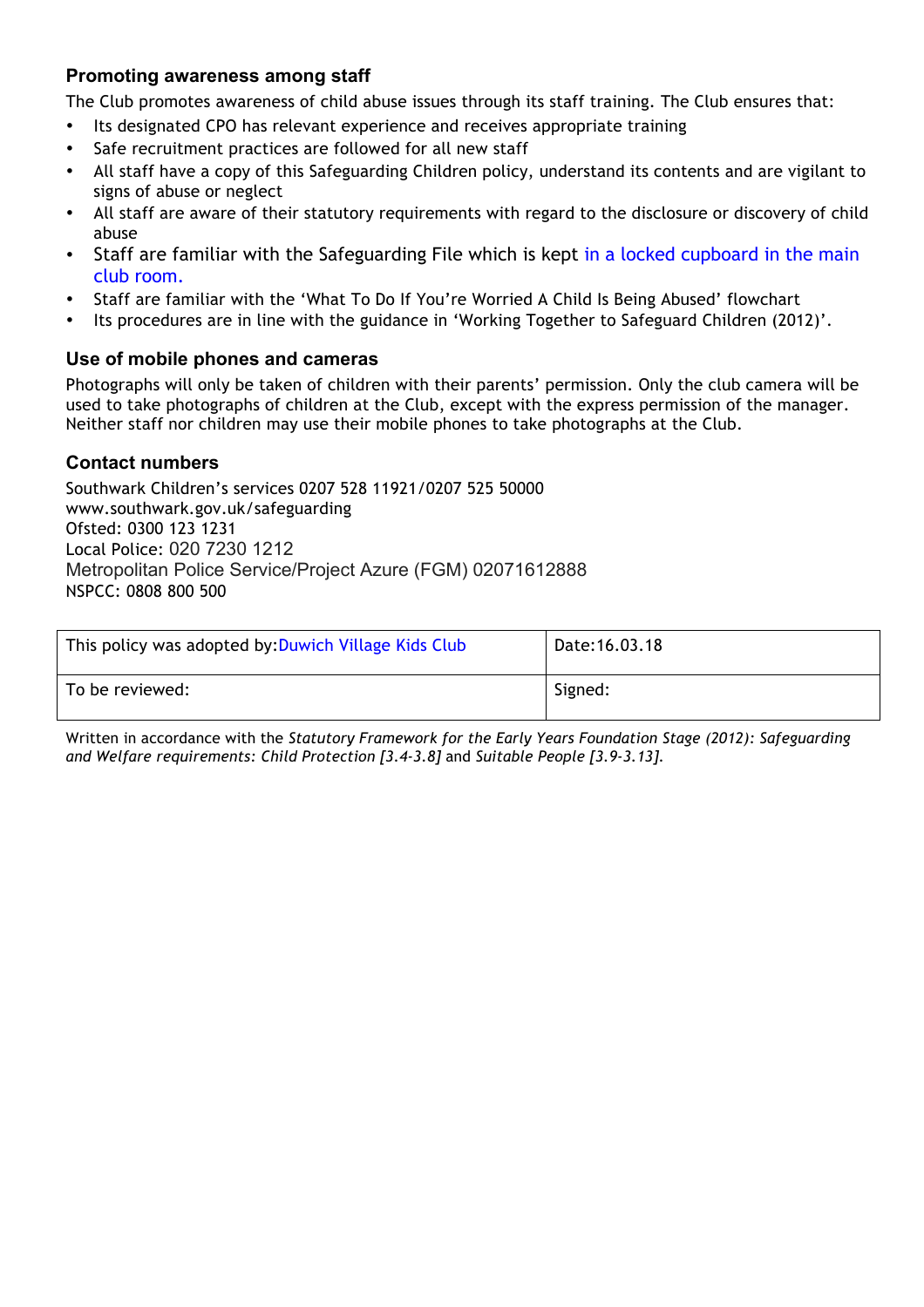### Promoting awareness among staff

The Club promotes awareness of child abuse issues through its staff training. The Club ensures that:

- Its designated CPO has relevant experience and receives appropriate training
- Safe recruitment practices are followed for all new staff
- All staff have a copy of this Safeguarding Children policy, understand its contents and are vigilant to signs of abuse or neglect
- All staff are aware of their statutory requirements with regard to the disclosure or discovery of child abuse
- Staff are familiar with the Safeguarding File which is kept in a locked cupboard in the main club room.
- Staff are familiar with the 'What To Do If You're Worried A Child Is Being Abused' flowchart
- Its procedures are in line with the guidance in 'Working Together to Safeguard Children (2012)'.

### Use of mobile phones and cameras

Photographs will only be taken of children with their parents' permission. Only the club camera will be used to take photographs of children at the Club, except with the express permission of the manager. Neither staff nor children may use their mobile phones to take photographs at the Club.

### Contact numbers

Southwark Children's services 0207 528 11921/0207 525 50000
www.southwark.gov.uk/safeguarding
Ofsted: 0300 123 1231
Local Police: 020 7230 1212
Metropolitan Police Service/Project Azure (FGM) 02071612888
NSPCC: 0808 800 500

| | |
|---|---|
| This policy was adopted by: Duwich Village Kids Club | Date:16.03.18 |
| To be reviewed: | Signed: |

Written in accordance with the *Statutory Framework for the Early Years Foundation Stage (2012): Safeguarding and Welfare requirements: Child Protection [3.4-3.8]* and *Suitable People [3.9-3.13].*